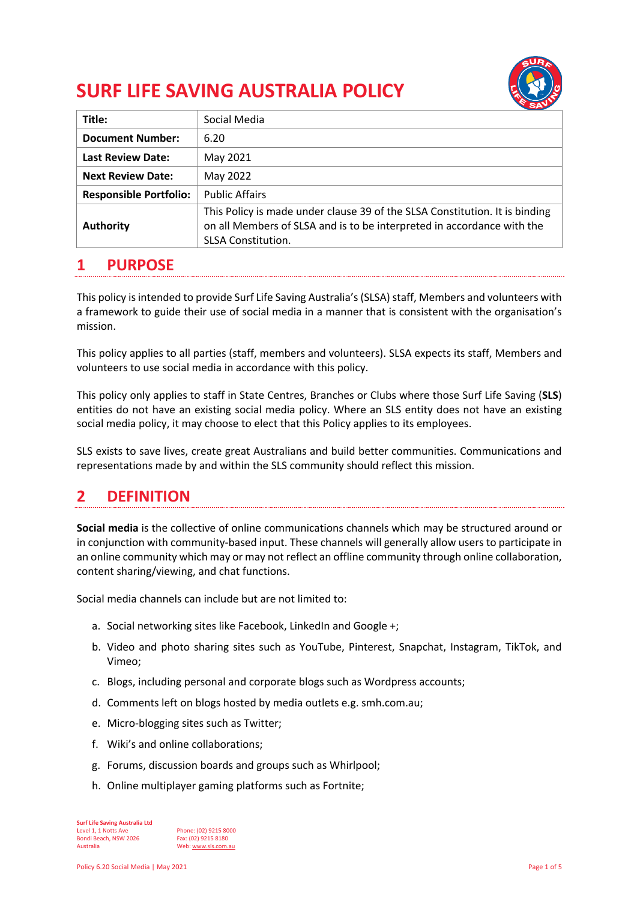# SURF LIFE SAVING AUSTRALIA POLICY

| **Title:** | Social Media |
| --- | --- |
| **Document Number:** | 6.20 |
| **Last Review Date:** | May 2021 |
| **Next Review Date:** | May 2022 |
| **Responsible Portfolio:** | Public Affairs |
| **Authority** | This Policy is made under clause 39 of the SLSA Constitution. It is binding on all Members of SLSA and is to be interpreted in accordance with the SLSA Constitution. |

## 1 PURPOSE

This policy is intended to provide Surf Life Saving Australia's (SLSA) staff, Members and volunteers with a framework to guide their use of social media in a manner that is consistent with the organisation's mission.

This policy applies to all parties (staff, members and volunteers). SLSA expects its staff, Members and volunteers to use social media in accordance with this policy.

This policy only applies to staff in State Centres, Branches or Clubs where those Surf Life Saving (**SLS**) entities do not have an existing social media policy. Where an SLS entity does not have an existing social media policy, it may choose to elect that this Policy applies to its employees.

SLS exists to save lives, create great Australians and build better communities. Communications and representations made by and within the SLS community should reflect this mission.

## 2 DEFINITION

**Social media** is the collective of online communications channels which may be structured around or in conjunction with community-based input. These channels will generally allow users to participate in an online community which may or may not reflect an offline community through online collaboration, content sharing/viewing, and chat functions.

Social media channels can include but are not limited to:

a. Social networking sites like Facebook, LinkedIn and Google +;

b. Video and photo sharing sites such as YouTube, Pinterest, Snapchat, Instagram, TikTok, and Vimeo;

c. Blogs, including personal and corporate blogs such as Wordpress accounts;

d. Comments left on blogs hosted by media outlets e.g. smh.com.au;

e. Micro-blogging sites such as Twitter;

f. Wiki's and online collaborations;

g. Forums, discussion boards and groups such as Whirlpool;

h. Online multiplayer gaming platforms such as Fortnite;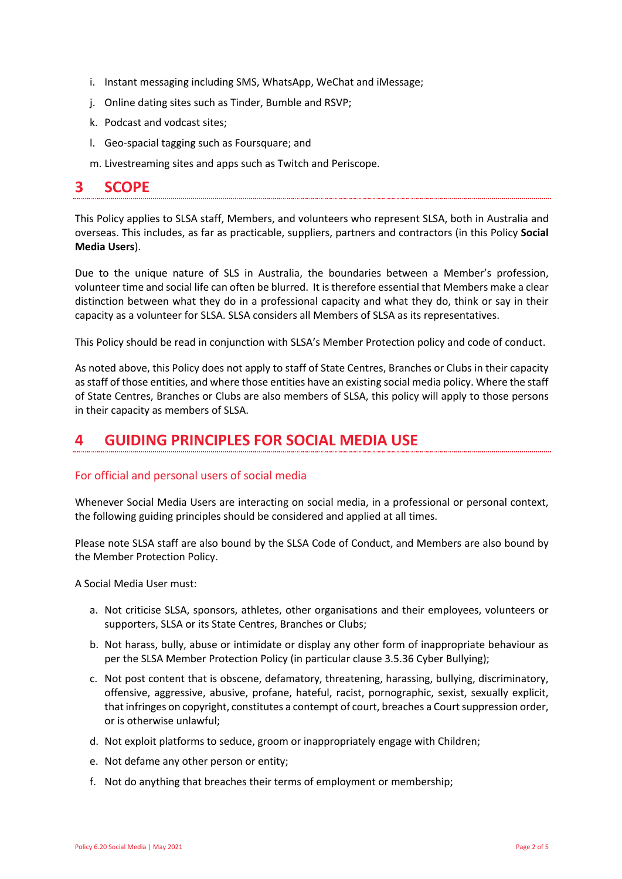i. Instant messaging including SMS, WhatsApp, WeChat and iMessage;
j. Online dating sites such as Tinder, Bumble and RSVP;
k. Podcast and vodcast sites;
l. Geo-spacial tagging such as Foursquare; and
m. Livestreaming sites and apps such as Twitch and Periscope.

# 3 SCOPE

This Policy applies to SLSA staff, Members, and volunteers who represent SLSA, both in Australia and overseas. This includes, as far as practicable, suppliers, partners and contractors (in this Policy **Social Media Users**).

Due to the unique nature of SLS in Australia, the boundaries between a Member's profession, volunteer time and social life can often be blurred. It is therefore essential that Members make a clear distinction between what they do in a professional capacity and what they do, think or say in their capacity as a volunteer for SLSA. SLSA considers all Members of SLSA as its representatives.

This Policy should be read in conjunction with SLSA's Member Protection policy and code of conduct.

As noted above, this Policy does not apply to staff of State Centres, Branches or Clubs in their capacity as staff of those entities, and where those entities have an existing social media policy. Where the staff of State Centres, Branches or Clubs are also members of SLSA, this policy will apply to those persons in their capacity as members of SLSA.

# 4 GUIDING PRINCIPLES FOR SOCIAL MEDIA USE

## For official and personal users of social media

Whenever Social Media Users are interacting on social media, in a professional or personal context, the following guiding principles should be considered and applied at all times.

Please note SLSA staff are also bound by the SLSA Code of Conduct, and Members are also bound by the Member Protection Policy.

A Social Media User must:

a. Not criticise SLSA, sponsors, athletes, other organisations and their employees, volunteers or supporters, SLSA or its State Centres, Branches or Clubs;
b. Not harass, bully, abuse or intimidate or display any other form of inappropriate behaviour as per the SLSA Member Protection Policy (in particular clause 3.5.36 Cyber Bullying);
c. Not post content that is obscene, defamatory, threatening, harassing, bullying, discriminatory, offensive, aggressive, abusive, profane, hateful, racist, pornographic, sexist, sexually explicit, that infringes on copyright, constitutes a contempt of court, breaches a Court suppression order, or is otherwise unlawful;
d. Not exploit platforms to seduce, groom or inappropriately engage with Children;
e. Not defame any other person or entity;
f. Not do anything that breaches their terms of employment or membership;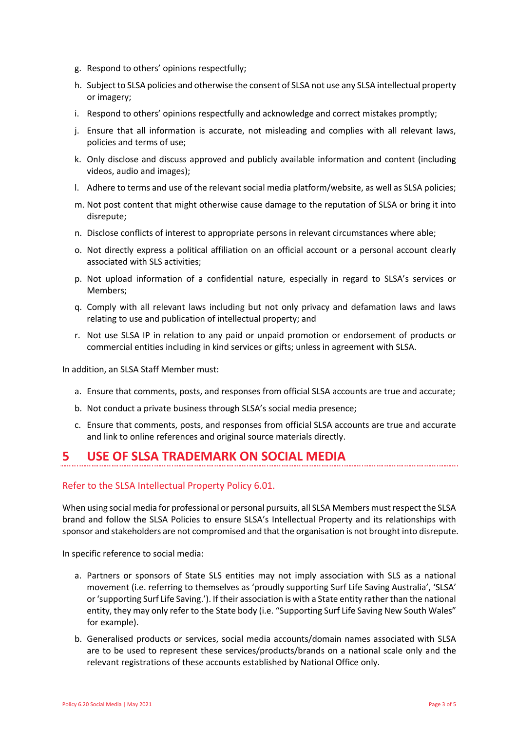g. Respond to others' opinions respectfully;
h. Subject to SLSA policies and otherwise the consent of SLSA not use any SLSA intellectual property or imagery;
i. Respond to others' opinions respectfully and acknowledge and correct mistakes promptly;
j. Ensure that all information is accurate, not misleading and complies with all relevant laws, policies and terms of use;
k. Only disclose and discuss approved and publicly available information and content (including videos, audio and images);
l. Adhere to terms and use of the relevant social media platform/website, as well as SLSA policies;
m. Not post content that might otherwise cause damage to the reputation of SLSA or bring it into disrepute;
n. Disclose conflicts of interest to appropriate persons in relevant circumstances where able;
o. Not directly express a political affiliation on an official account or a personal account clearly associated with SLS activities;
p. Not upload information of a confidential nature, especially in regard to SLSA's services or Members;
q. Comply with all relevant laws including but not only privacy and defamation laws and laws relating to use and publication of intellectual property; and
r. Not use SLSA IP in relation to any paid or unpaid promotion or endorsement of products or commercial entities including in kind services or gifts; unless in agreement with SLSA.

In addition, an SLSA Staff Member must:

a. Ensure that comments, posts, and responses from official SLSA accounts are true and accurate;
b. Not conduct a private business through SLSA's social media presence;
c. Ensure that comments, posts, and responses from official SLSA accounts are true and accurate and link to online references and original source materials directly.

# 5 USE OF SLSA TRADEMARK ON SOCIAL MEDIA

Refer to the SLSA Intellectual Property Policy 6.01.

When using social media for professional or personal pursuits, all SLSA Members must respect the SLSA brand and follow the SLSA Policies to ensure SLSA's Intellectual Property and its relationships with sponsor and stakeholders are not compromised and that the organisation is not brought into disrepute.

In specific reference to social media:

a. Partners or sponsors of State SLS entities may not imply association with SLS as a national movement (i.e. referring to themselves as 'proudly supporting Surf Life Saving Australia', 'SLSA' or 'supporting Surf Life Saving.'). If their association is with a State entity rather than the national entity, they may only refer to the State body (i.e. "Supporting Surf Life Saving New South Wales" for example).
b. Generalised products or services, social media accounts/domain names associated with SLSA are to be used to represent these services/products/brands on a national scale only and the relevant registrations of these accounts established by National Office only.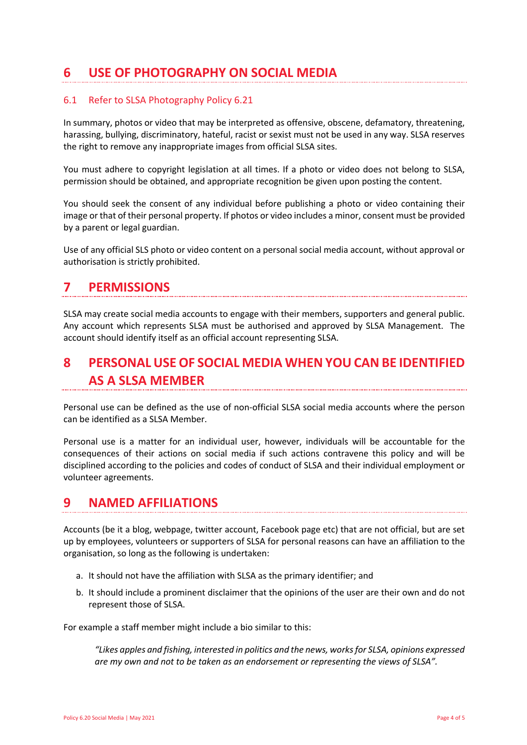# 6 USE OF PHOTOGRAPHY ON SOCIAL MEDIA

## 6.1 Refer to SLSA Photography Policy 6.21

In summary, photos or video that may be interpreted as offensive, obscene, defamatory, threatening, harassing, bullying, discriminatory, hateful, racist or sexist must not be used in any way. SLSA reserves the right to remove any inappropriate images from official SLSA sites.

You must adhere to copyright legislation at all times. If a photo or video does not belong to SLSA, permission should be obtained, and appropriate recognition be given upon posting the content.

You should seek the consent of any individual before publishing a photo or video containing their image or that of their personal property. If photos or video includes a minor, consent must be provided by a parent or legal guardian.

Use of any official SLS photo or video content on a personal social media account, without approval or authorisation is strictly prohibited.

# 7 PERMISSIONS

SLSA may create social media accounts to engage with their members, supporters and general public. Any account which represents SLSA must be authorised and approved by SLSA Management. The account should identify itself as an official account representing SLSA.

# 8 PERSONAL USE OF SOCIAL MEDIA WHEN YOU CAN BE IDENTIFIED AS A SLSA MEMBER

Personal use can be defined as the use of non-official SLSA social media accounts where the person can be identified as a SLSA Member.

Personal use is a matter for an individual user, however, individuals will be accountable for the consequences of their actions on social media if such actions contravene this policy and will be disciplined according to the policies and codes of conduct of SLSA and their individual employment or volunteer agreements.

# 9 NAMED AFFILIATIONS

Accounts (be it a blog, webpage, twitter account, Facebook page etc) that are not official, but are set up by employees, volunteers or supporters of SLSA for personal reasons can have an affiliation to the organisation, so long as the following is undertaken:

a. It should not have the affiliation with SLSA as the primary identifier; and
b. It should include a prominent disclaimer that the opinions of the user are their own and do not represent those of SLSA.

For example a staff member might include a bio similar to this:

> *"Likes apples and fishing, interested in politics and the news, works for SLSA, opinions expressed are my own and not to be taken as an endorsement or representing the views of SLSA".*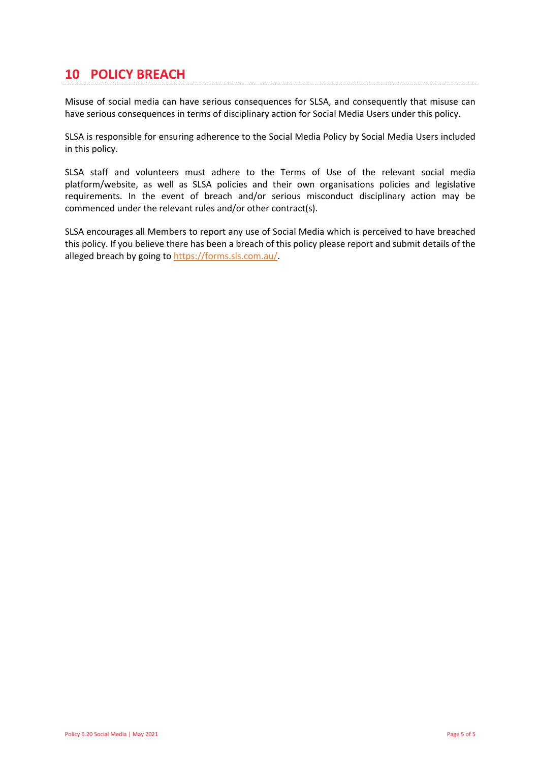# 10 POLICY BREACH

Misuse of social media can have serious consequences for SLSA, and consequently that misuse can have serious consequences in terms of disciplinary action for Social Media Users under this policy.

SLSA is responsible for ensuring adherence to the Social Media Policy by Social Media Users included in this policy.

SLSA staff and volunteers must adhere to the Terms of Use of the relevant social media platform/website, as well as SLSA policies and their own organisations policies and legislative requirements. In the event of breach and/or serious misconduct disciplinary action may be commenced under the relevant rules and/or other contract(s).

SLSA encourages all Members to report any use of Social Media which is perceived to have breached this policy. If you believe there has been a breach of this policy please report and submit details of the alleged breach by going to [https://forms.sls.com.au/](https://forms.sls.com.au/).